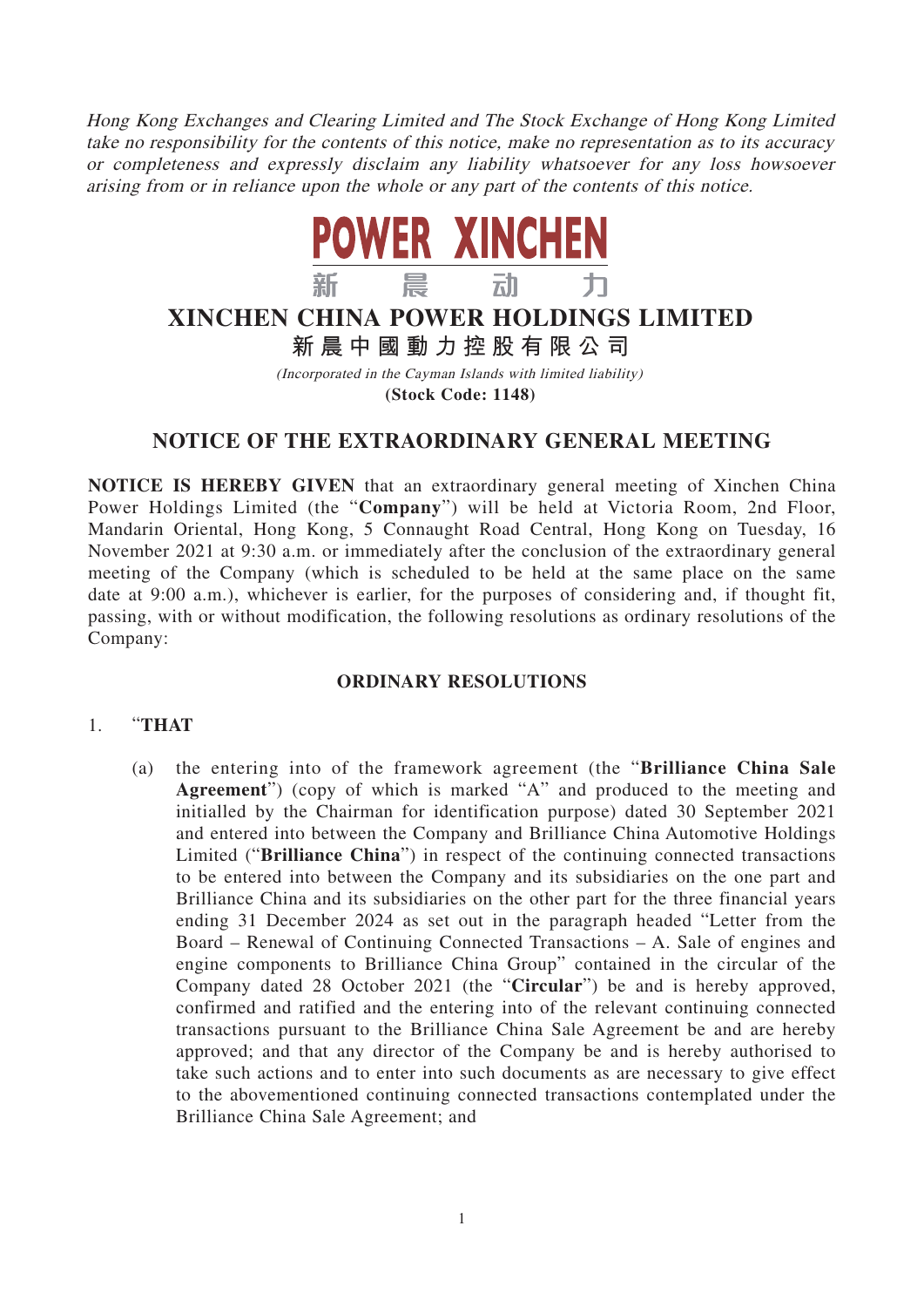*Hong Kong Exchanges and Clearing Limited and The Stock Exchange of Hong Kong Limited take no responsibility for the contents of this notice, make no representation as to its accuracy or completeness and expressly disclaim any liability whatsoever for any loss howsoever arising from or in reliance upon the whole or any part of the contents of this notice.*

POWER XINCHEN
新 晨 动 力

# XINCHEN CHINA POWER HOLDINGS LIMITED

**新晨中國動力控股有限公司**

*(Incorporated in the Cayman Islands with limited liability)*

**(Stock Code: 1148)**

## NOTICE OF THE EXTRAORDINARY GENERAL MEETING

**NOTICE IS HEREBY GIVEN** that an extraordinary general meeting of Xinchen China Power Holdings Limited (the "**Company**") will be held at Victoria Room, 2nd Floor, Mandarin Oriental, Hong Kong, 5 Connaught Road Central, Hong Kong on Tuesday, 16 November 2021 at 9:30 a.m. or immediately after the conclusion of the extraordinary general meeting of the Company (which is scheduled to be held at the same place on the same date at 9:00 a.m.), whichever is earlier, for the purposes of considering and, if thought fit, passing, with or without modification, the following resolutions as ordinary resolutions of the Company:

### ORDINARY RESOLUTIONS

1. "**THAT**

   (a) the entering into of the framework agreement (the "**Brilliance China Sale Agreement**") (copy of which is marked "A" and produced to the meeting and initialled by the Chairman for identification purpose) dated 30 September 2021 and entered into between the Company and Brilliance China Automotive Holdings Limited ("**Brilliance China**") in respect of the continuing connected transactions to be entered into between the Company and its subsidiaries on the one part and Brilliance China and its subsidiaries on the other part for the three financial years ending 31 December 2024 as set out in the paragraph headed "Letter from the Board – Renewal of Continuing Connected Transactions – A. Sale of engines and engine components to Brilliance China Group" contained in the circular of the Company dated 28 October 2021 (the "**Circular**") be and is hereby approved, confirmed and ratified and the entering into of the relevant continuing connected transactions pursuant to the Brilliance China Sale Agreement be and are hereby approved; and that any director of the Company be and is hereby authorised to take such actions and to enter into such documents as are necessary to give effect to the abovementioned continuing connected transactions contemplated under the Brilliance China Sale Agreement; and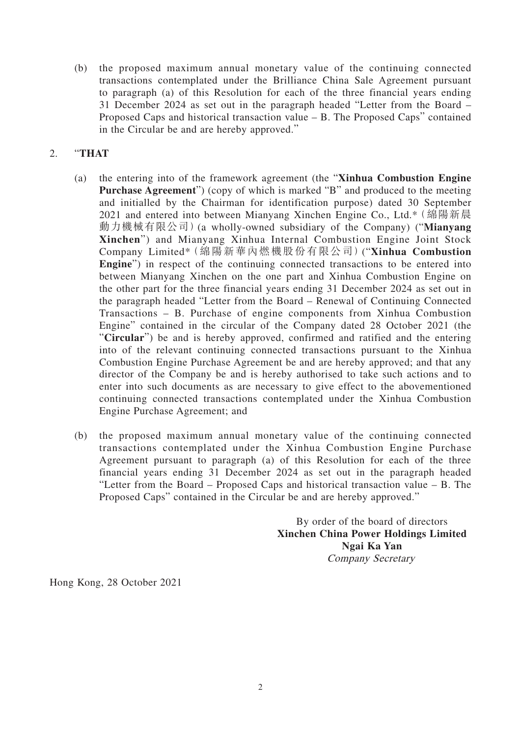(b) the proposed maximum annual monetary value of the continuing connected transactions contemplated under the Brilliance China Sale Agreement pursuant to paragraph (a) of this Resolution for each of the three financial years ending 31 December 2024 as set out in the paragraph headed "Letter from the Board – Proposed Caps and historical transaction value – B. The Proposed Caps" contained in the Circular be and are hereby approved."

2. "**THAT**

(a) the entering into of the framework agreement (the "**Xinhua Combustion Engine Purchase Agreement**") (copy of which is marked "B" and produced to the meeting and initialled by the Chairman for identification purpose) dated 30 September 2021 and entered into between Mianyang Xinchen Engine Co., Ltd.*（綿陽新晨動力機械有限公司）(a wholly-owned subsidiary of the Company) ("**Mianyang Xinchen**") and Mianyang Xinhua Internal Combustion Engine Joint Stock Company Limited*（綿陽新華內燃機股份有限公司）("**Xinhua Combustion Engine**") in respect of the continuing connected transactions to be entered into between Mianyang Xinchen on the one part and Xinhua Combustion Engine on the other part for the three financial years ending 31 December 2024 as set out in the paragraph headed "Letter from the Board – Renewal of Continuing Connected Transactions – B. Purchase of engine components from Xinhua Combustion Engine" contained in the circular of the Company dated 28 October 2021 (the "**Circular**") be and is hereby approved, confirmed and ratified and the entering into of the relevant continuing connected transactions pursuant to the Xinhua Combustion Engine Purchase Agreement be and are hereby approved; and that any director of the Company be and is hereby authorised to take such actions and to enter into such documents as are necessary to give effect to the abovementioned continuing connected transactions contemplated under the Xinhua Combustion Engine Purchase Agreement; and

(b) the proposed maximum annual monetary value of the continuing connected transactions contemplated under the Xinhua Combustion Engine Purchase Agreement pursuant to paragraph (a) of this Resolution for each of the three financial years ending 31 December 2024 as set out in the paragraph headed "Letter from the Board – Proposed Caps and historical transaction value – B. The Proposed Caps" contained in the Circular be and are hereby approved."

By order of the board of directors
**Xinchen China Power Holdings Limited**
**Ngai Ka Yan**
*Company Secretary*

Hong Kong, 28 October 2021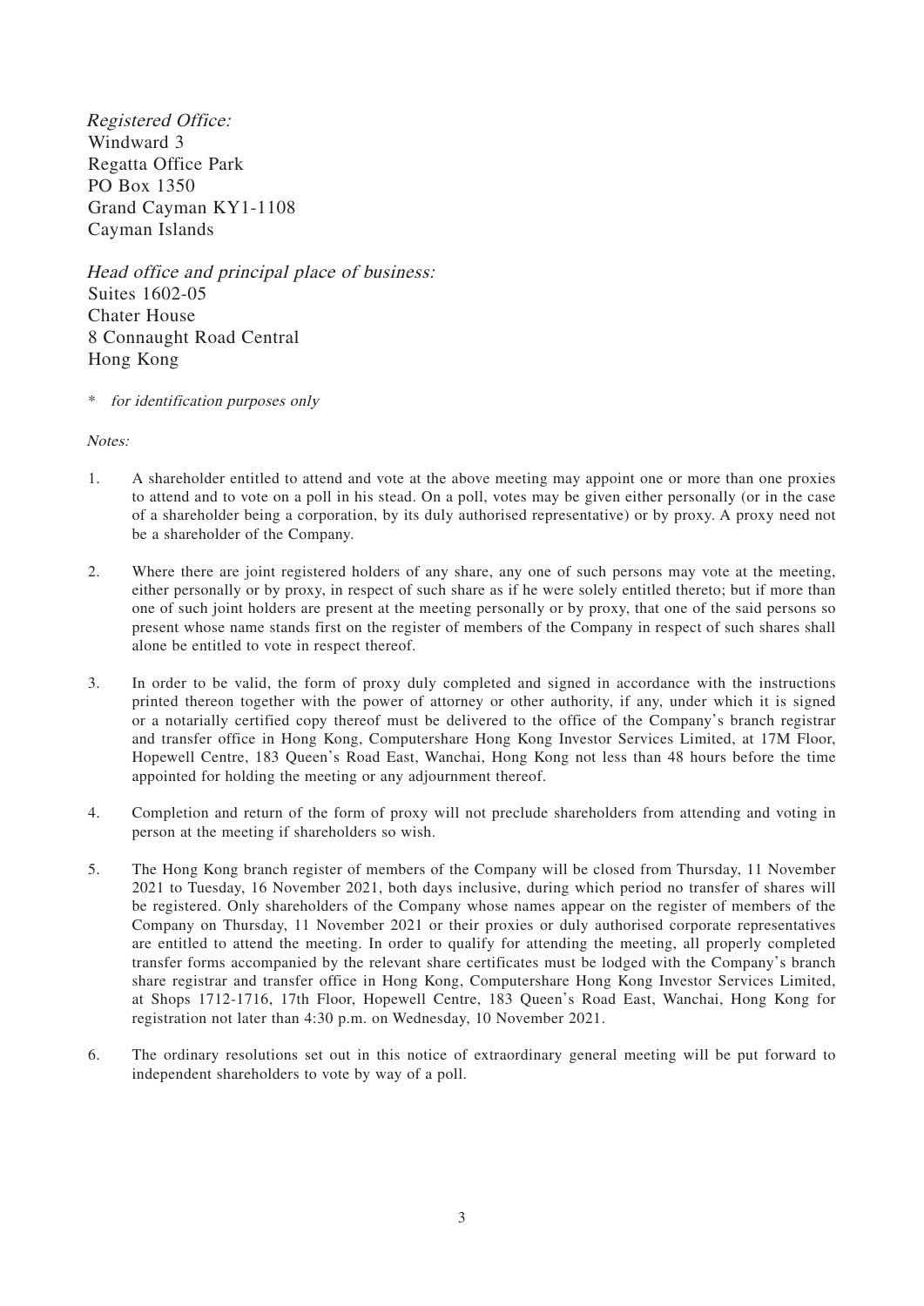*Registered Office:*
Windward 3
Regatta Office Park
PO Box 1350
Grand Cayman KY1-1108
Cayman Islands

*Head office and principal place of business:*
Suites 1602-05
Chater House
8 Connaught Road Central
Hong Kong

\* *for identification purposes only*

*Notes:*

1. A shareholder entitled to attend and vote at the above meeting may appoint one or more than one proxies to attend and to vote on a poll in his stead. On a poll, votes may be given either personally (or in the case of a shareholder being a corporation, by its duly authorised representative) or by proxy. A proxy need not be a shareholder of the Company.

2. Where there are joint registered holders of any share, any one of such persons may vote at the meeting, either personally or by proxy, in respect of such share as if he were solely entitled thereto; but if more than one of such joint holders are present at the meeting personally or by proxy, that one of the said persons so present whose name stands first on the register of members of the Company in respect of such shares shall alone be entitled to vote in respect thereof.

3. In order to be valid, the form of proxy duly completed and signed in accordance with the instructions printed thereon together with the power of attorney or other authority, if any, under which it is signed or a notarially certified copy thereof must be delivered to the office of the Company's branch registrar and transfer office in Hong Kong, Computershare Hong Kong Investor Services Limited, at 17M Floor, Hopewell Centre, 183 Queen's Road East, Wanchai, Hong Kong not less than 48 hours before the time appointed for holding the meeting or any adjournment thereof.

4. Completion and return of the form of proxy will not preclude shareholders from attending and voting in person at the meeting if shareholders so wish.

5. The Hong Kong branch register of members of the Company will be closed from Thursday, 11 November 2021 to Tuesday, 16 November 2021, both days inclusive, during which period no transfer of shares will be registered. Only shareholders of the Company whose names appear on the register of members of the Company on Thursday, 11 November 2021 or their proxies or duly authorised corporate representatives are entitled to attend the meeting. In order to qualify for attending the meeting, all properly completed transfer forms accompanied by the relevant share certificates must be lodged with the Company's branch share registrar and transfer office in Hong Kong, Computershare Hong Kong Investor Services Limited, at Shops 1712-1716, 17th Floor, Hopewell Centre, 183 Queen's Road East, Wanchai, Hong Kong for registration not later than 4:30 p.m. on Wednesday, 10 November 2021.

6. The ordinary resolutions set out in this notice of extraordinary general meeting will be put forward to independent shareholders to vote by way of a poll.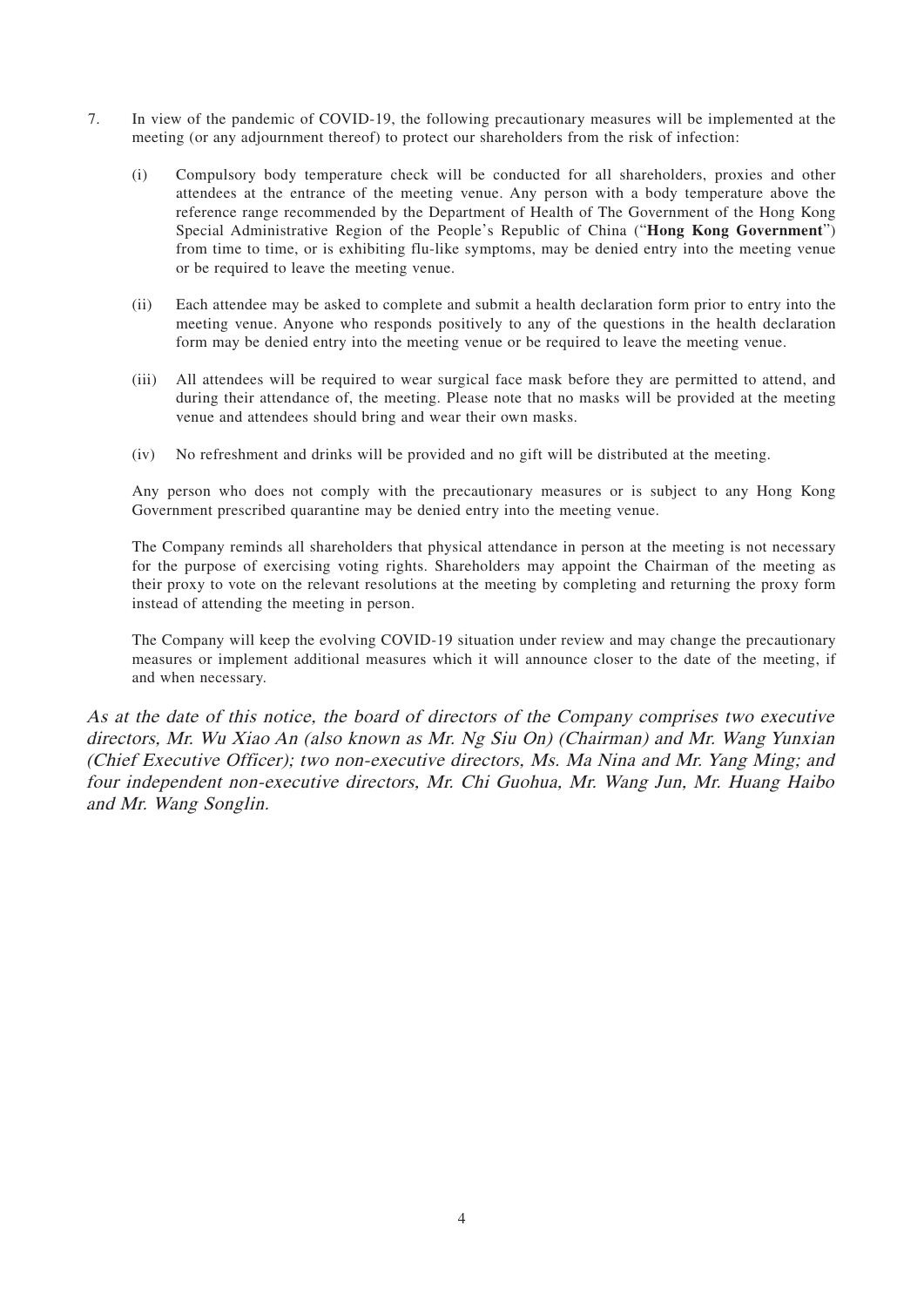7. In view of the pandemic of COVID-19, the following precautionary measures will be implemented at the meeting (or any adjournment thereof) to protect our shareholders from the risk of infection:

   (i) Compulsory body temperature check will be conducted for all shareholders, proxies and other attendees at the entrance of the meeting venue. Any person with a body temperature above the reference range recommended by the Department of Health of The Government of the Hong Kong Special Administrative Region of the People's Republic of China ("**Hong Kong Government**") from time to time, or is exhibiting flu-like symptoms, may be denied entry into the meeting venue or be required to leave the meeting venue.

   (ii) Each attendee may be asked to complete and submit a health declaration form prior to entry into the meeting venue. Anyone who responds positively to any of the questions in the health declaration form may be denied entry into the meeting venue or be required to leave the meeting venue.

   (iii) All attendees will be required to wear surgical face mask before they are permitted to attend, and during their attendance of, the meeting. Please note that no masks will be provided at the meeting venue and attendees should bring and wear their own masks.

   (iv) No refreshment and drinks will be provided and no gift will be distributed at the meeting.

   Any person who does not comply with the precautionary measures or is subject to any Hong Kong Government prescribed quarantine may be denied entry into the meeting venue.

   The Company reminds all shareholders that physical attendance in person at the meeting is not necessary for the purpose of exercising voting rights. Shareholders may appoint the Chairman of the meeting as their proxy to vote on the relevant resolutions at the meeting by completing and returning the proxy form instead of attending the meeting in person.

   The Company will keep the evolving COVID-19 situation under review and may change the precautionary measures or implement additional measures which it will announce closer to the date of the meeting, if and when necessary.

*As at the date of this notice, the board of directors of the Company comprises two executive directors, Mr. Wu Xiao An (also known as Mr. Ng Siu On) (Chairman) and Mr. Wang Yunxian (Chief Executive Officer); two non-executive directors, Ms. Ma Nina and Mr. Yang Ming; and four independent non-executive directors, Mr. Chi Guohua, Mr. Wang Jun, Mr. Huang Haibo and Mr. Wang Songlin.*